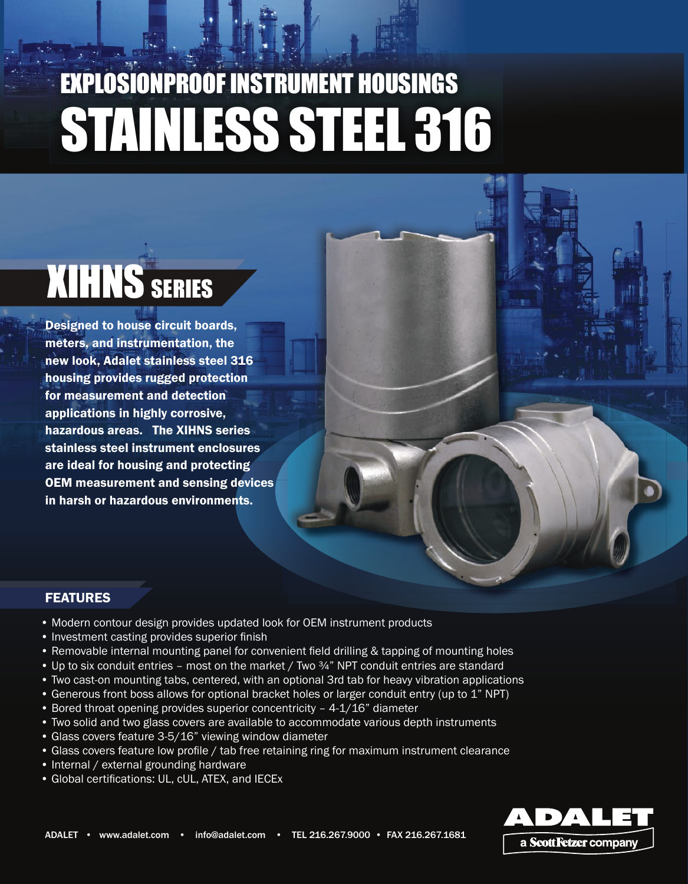# EXPLOSIONPROOF INSTRUMENT HOUSINGS
# STAINLESS STEEL 316

## XIHNS SERIES

**Designed to house circuit boards, meters, and instrumentation, the new look, Adalet stainless steel 316 housing provides rugged protection for measurement and detection applications in highly corrosive, hazardous areas. The XIHNS series stainless steel instrument enclosures are ideal for housing and protecting OEM measurement and sensing devices in harsh or hazardous environments.**

## FEATURES

- Modern contour design provides updated look for OEM instrument products
- Investment casting provides superior finish
- Removable internal mounting panel for convenient field drilling & tapping of mounting holes
- Up to six conduit entries – most on the market / Two ¾" NPT conduit entries are standard
- Two cast-on mounting tabs, centered, with an optional 3rd tab for heavy vibration applications
- Generous front boss allows for optional bracket holes or larger conduit entry (up to 1" NPT)
- Bored throat opening provides superior concentricity – 4-1/16" diameter
- Two solid and two glass covers are available to accommodate various depth instruments
- Glass covers feature 3-5/16" viewing window diameter
- Glass covers feature low profile / tab free retaining ring for maximum instrument clearance
- Internal / external grounding hardware
- Global certifications: UL, cUL, ATEX, and IECEx

ADALET • www.adalet.com • info@adalet.com • TEL 216.267.9000 • FAX 216.267.1681

ADALET a ScottFetzer company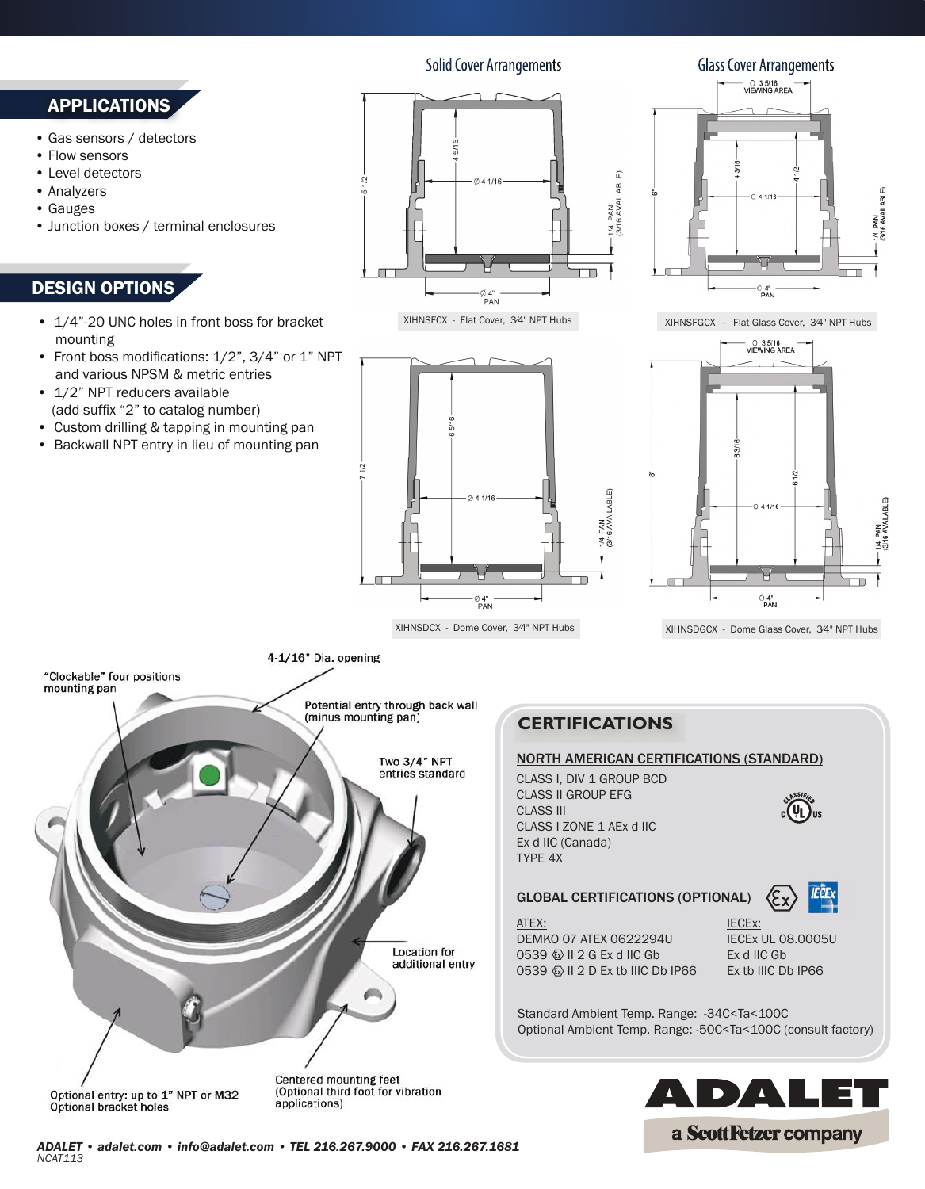## APPLICATIONS

- Gas sensors / detectors
- Flow sensors
- Level detectors
- Analyzers
- Gauges
- Junction boxes / terminal enclosures

## DESIGN OPTIONS

- 1/4”-20 UNC holes in front boss for bracket mounting
- Front boss modifications: 1/2”, 3/4” or 1” NPT and various NPSM & metric entries
- 1/2” NPT reducers available (add suffix “2” to catalog number)
- Custom drilling & tapping in mounting pan
- Backwall NPT entry in lieu of mounting pan

### Solid Cover Arrangements

5 1/2
4 5/16
Ø 4 1/16
1/4 PAN (3/16 AVAILABLE)
Ø 4" PAN

XIHNSFCX - Flat Cover, 3⁄4" NPT Hubs

7 1/2
6 5/16
Ø 4 1/16
1/4 PAN (3/16 AVAILABLE)
Ø 4" PAN

XIHNSDCX - Dome Cover, 3⁄4" NPT Hubs

### Glass Cover Arrangements

Ø 3 5/16 VIEWING AREA
6"
4 3/16
4 1/2
Ø 4 1/16
1/4 PAN (3/16 AVAILABLE)
Ø 4" PAN

XIHNSFGCX - Flat Glass Cover, 3⁄4" NPT Hubs

Ø 3 5/16 VIEWING AREA
8"
6 3/16
6 1/2
Ø 4 1/16
1/4 PAN (3/16 AVAILABLE)
Ø 4" PAN

XIHNSDGCX - Dome Glass Cover, 3⁄4" NPT Hubs

4-1/16" Dia. opening
“Clockable” four positions mounting pan
Potential entry through back wall (minus mounting pan)
Two 3/4" NPT entries standard
Location for additional entry
Optional entry: up to 1" NPT or M32
Optional bracket holes
Centered mounting feet
(Optional third foot for vibration applications)

## CERTIFICATIONS

### NORTH AMERICAN CERTIFICATIONS (STANDARD)

CLASS I, DIV 1 GROUP BCD
CLASS II GROUP EFG
CLASS III
CLASS I ZONE 1 AEx d IIC
Ex d IIC (Canada)
TYPE 4X

### GLOBAL CERTIFICATIONS (OPTIONAL)

ATEX:
DEMKO 07 ATEX 0622294U
0539 Ⓔx II 2 G Ex d IIC Gb
0539 Ⓔx II 2 D Ex tb IIIC Db IP66

IECEx:
IECEx UL 08.0005U
Ex d IIC Gb
Ex tb IIIC Db IP66

Standard Ambient Temp. Range: -34C<Ta<100C
Optional Ambient Temp. Range: -50C<Ta<100C (consult factory)

ADALET
a ScottFetzer company

*ADALET • adalet.com • info@adalet.com • TEL 216.267.9000 • FAX 216.267.1681*
*NCAT113*